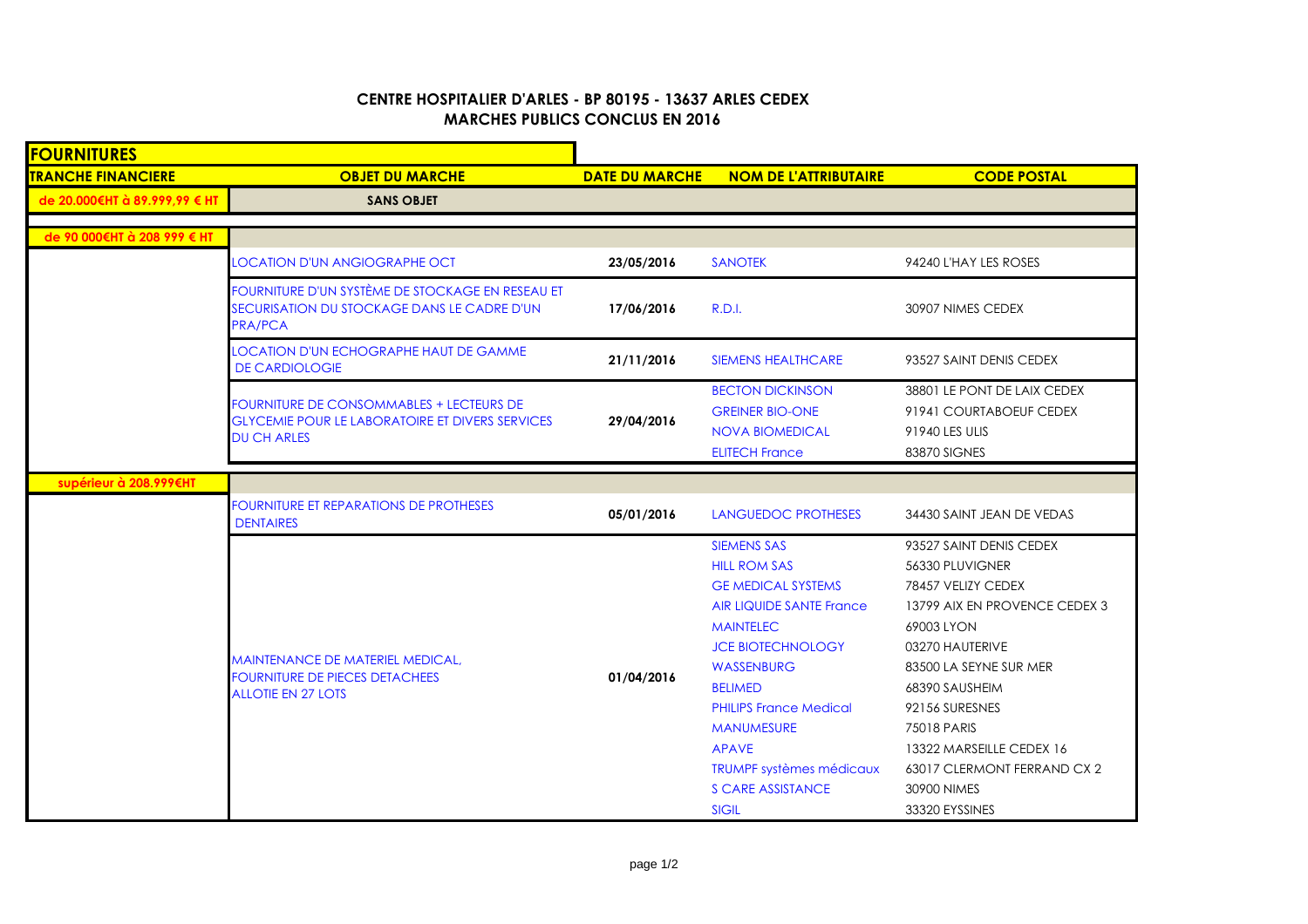**CENTRE HOSPITALIER D'ARLES - BP 80195 - 13637 ARLES CEDEX**
**MARCHES PUBLICS CONCLUS EN 2016**

| FOURNITURES | | | | |
|---|---|---|---|---|
| **TRANCHE FINANCIERE** | **OBJET DU MARCHE** | **DATE DU MARCHE** | **NOM DE L'ATTRIBUTAIRE** | **CODE POSTAL** |
| **de 20.000€HT à 89.999,99 € HT** | **SANS OBJET** | | | |
| **de 90 000€HT à 208 999 € HT** | | | | |
| | LOCATION D'UN ANGIOGRAPHE OCT | 23/05/2016 | SANOTEK | 94240 L'HAY LES ROSES |
| | FOURNITURE D'UN SYSTÈME DE STOCKAGE EN RESEAU ET SECURISATION DU STOCKAGE DANS LE CADRE D'UN PRA/PCA | 17/06/2016 | R.D.I. | 30907 NIMES CEDEX |
| | LOCATION D'UN ECHOGRAPHE HAUT DE GAMME DE CARDIOLOGIE | 21/11/2016 | SIEMENS HEALTHCARE | 93527 SAINT DENIS CEDEX |
| | FOURNITURE DE CONSOMMABLES + LECTEURS DE GLYCEMIE POUR LE LABORATOIRE ET DIVERS SERVICES DU CH ARLES | 29/04/2016 | BECTON DICKINSON<br>GREINER BIO-ONE<br>NOVA BIOMEDICAL<br>ELITECH France | 38801 LE PONT DE LAIX CEDEX<br>91941 COURTABOEUF CEDEX<br>91940 LES ULIS<br>83870 SIGNES |
| **supérieur à 208.999€HT** | | | | |
| | FOURNITURE ET REPARATIONS DE PROTHESES DENTAIRES | 05/01/2016 | LANGUEDOC PROTHESES | 34430 SAINT JEAN DE VEDAS |
| | MAINTENANCE DE MATERIEL MEDICAL, FOURNITURE DE PIECES DETACHEES ALLOTIE EN 27 LOTS | 01/04/2016 | SIEMENS SAS<br>HILL ROM SAS<br>GE MEDICAL SYSTEMS<br>AIR LIQUIDE SANTE France<br>MAINTELEC<br>JCE BIOTECHNOLOGY<br>WASSENBURG<br>BELIMED<br>PHILIPS France Medical<br>MANUMESURE<br>APAVE<br>TRUMPF systèmes médicaux<br>S CARE ASSISTANCE<br>SIGIL | 93527 SAINT DENIS CEDEX<br>56330 PLUVIGNER<br>78457 VELIZY CEDEX<br>13799 AIX EN PROVENCE CEDEX 3<br>69003 LYON<br>03270 HAUTERIVE<br>83500 LA SEYNE SUR MER<br>68390 SAUSHEIM<br>92156 SURESNES<br>75018 PARIS<br>13322 MARSEILLE CEDEX 16<br>63017 CLERMONT FERRAND CX 2<br>30900 NIMES<br>33320 EYSSINES |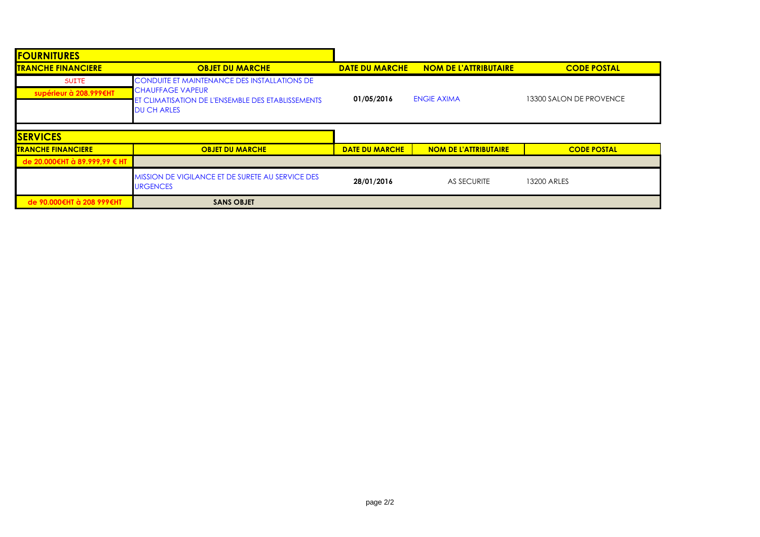## FOURNITURES

| TRANCHE FINANCIERE | OBJET DU MARCHE | DATE DU MARCHE | NOM DE L'ATTRIBUTAIRE | CODE POSTAL |
|---|---|---|---|---|
| SUITE<br>supérieur à 208.999€HT | CONDUITE ET MAINTENANCE DES INSTALLATIONS DE CHAUFFAGE VAPEUR ET CLIMATISATION DE L'ENSEMBLE DES ETABLISSEMENTS DU CH ARLES | **01/05/2016** | ENGIE AXIMA | 13300 SALON DE PROVENCE |

## SERVICES

| TRANCHE FINANCIERE | OBJET DU MARCHE | DATE DU MARCHE | NOM DE L'ATTRIBUTAIRE | CODE POSTAL |
|---|---|---|---|---|
| de 20.000€HT à 89.999,99 € HT | | | | |
| | MISSION DE VIGILANCE ET DE SURETE AU SERVICE DES URGENCES | **28/01/2016** | AS SECURITE | 13200 ARLES |
| de 90.000€HT à 208 999€HT | **SANS OBJET** | | | |